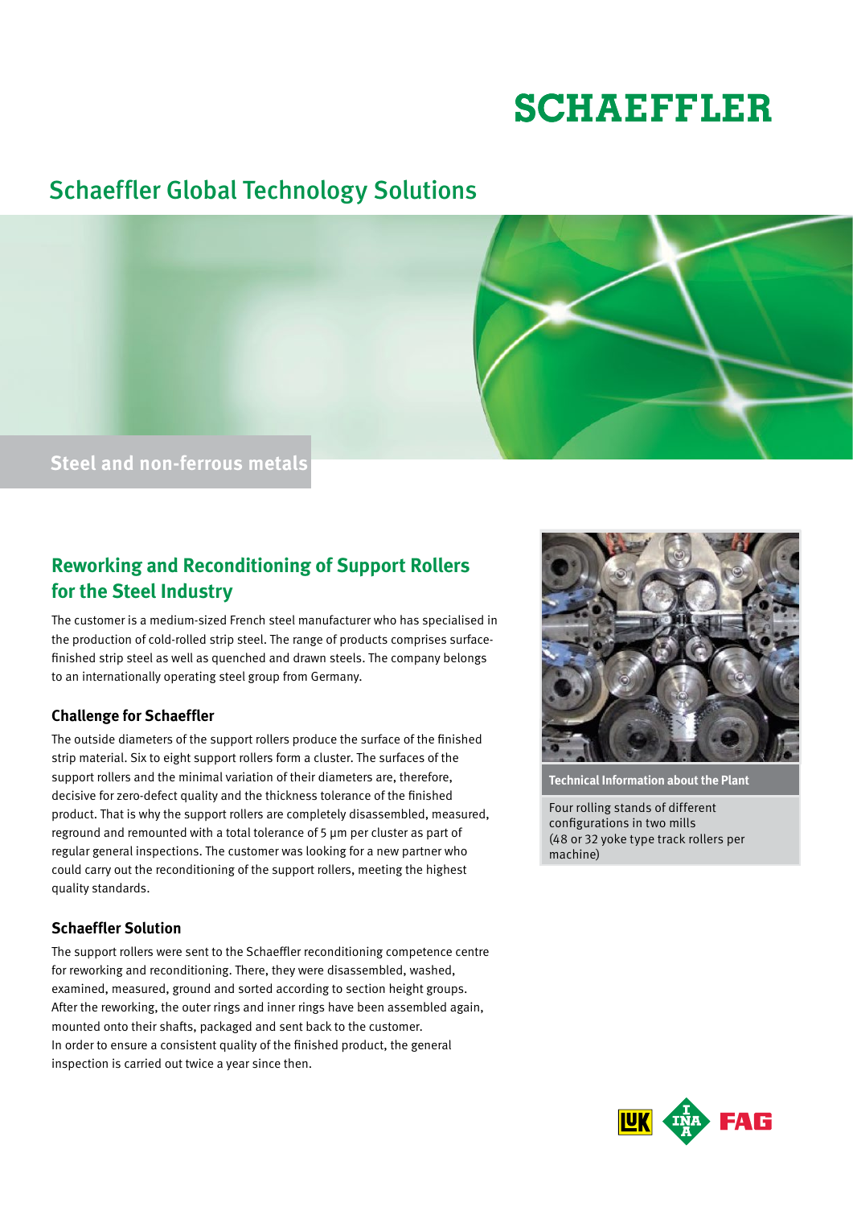# SCHAEFFLER

## Schaeffler Global Technology Solutions

Steel and non-ferrous metals

## Reworking and Reconditioning of Support Rollers for the Steel Industry

The customer is a medium-sized French steel manufacturer who has specialised in the production of cold-rolled strip steel. The range of products comprises surface-finished strip steel as well as quenched and drawn steels. The company belongs to an internationally operating steel group from Germany.

### Challenge for Schaeffler

The outside diameters of the support rollers produce the surface of the finished strip material. Six to eight support rollers form a cluster. The surfaces of the support rollers and the minimal variation of their diameters are, therefore, decisive for zero-defect quality and the thickness tolerance of the finished product. That is why the support rollers are completely disassembled, measured, reground and remounted with a total tolerance of 5 µm per cluster as part of regular general inspections. The customer was looking for a new partner who could carry out the reconditioning of the support rollers, meeting the highest quality standards.

### Schaeffler Solution

The support rollers were sent to the Schaeffler reconditioning competence centre for reworking and reconditioning. There, they were disassembled, washed, examined, measured, ground and sorted according to section height groups. After the reworking, the outer rings and inner rings have been assembled again, mounted onto their shafts, packaged and sent back to the customer. In order to ensure a consistent quality of the finished product, the general inspection is carried out twice a year since then.

**Technical Information about the Plant**

Four rolling stands of different configurations in two mills
(48 or 32 yoke type track rollers per machine)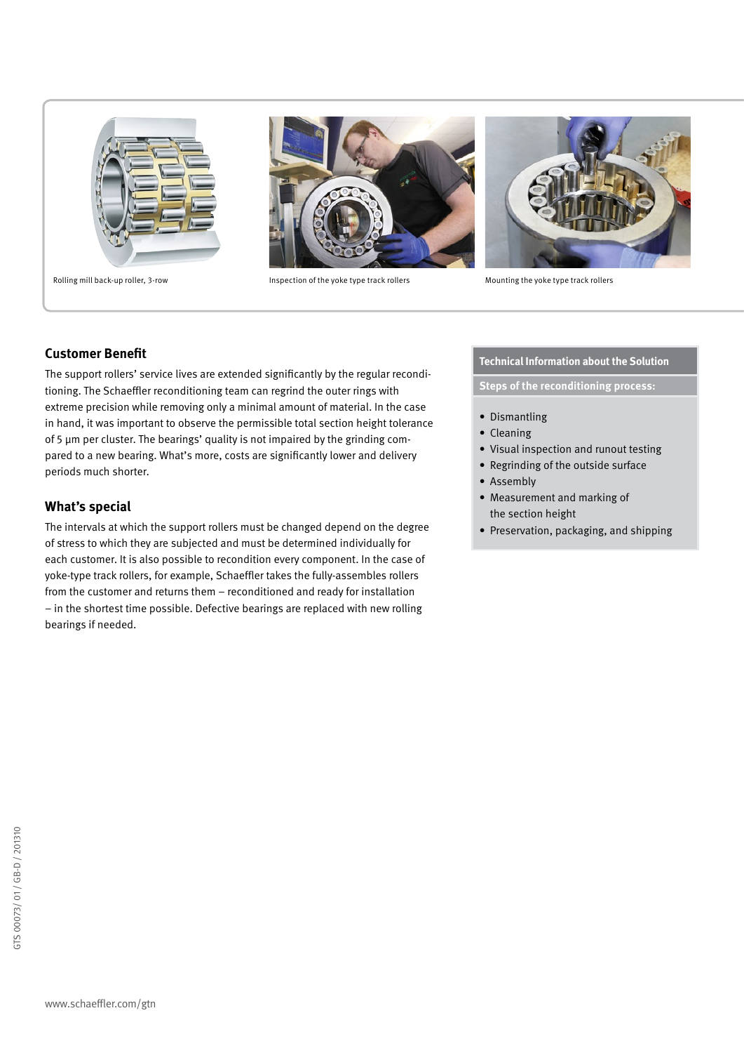Rolling mill back-up roller, 3-row

Inspection of the yoke type track rollers

Mounting the yoke type track rollers

## Customer Benefit

The support rollers' service lives are extended significantly by the regular reconditioning. The Schaeffler reconditioning team can regrind the outer rings with extreme precision while removing only a minimal amount of material. In the case in hand, it was important to observe the permissible total section height tolerance of 5 µm per cluster. The bearings' quality is not impaired by the grinding compared to a new bearing. What's more, costs are significantly lower and delivery periods much shorter.

## What's special

The intervals at which the support rollers must be changed depend on the degree of stress to which they are subjected and must be determined individually for each customer. It is also possible to recondition every component. In the case of yoke-type track rollers, for example, Schaeffler takes the fully-assembles rollers from the customer and returns them – reconditioned and ready for installation – in the shortest time possible. Defective bearings are replaced with new rolling bearings if needed.

**Technical Information about the Solution**

**Steps of the reconditioning process:**

- Dismantling
- Cleaning
- Visual inspection and runout testing
- Regrinding of the outside surface
- Assembly
- Measurement and marking of the section height
- Preservation, packaging, and shipping

GTS 00073/ 01/ GB-D / 201310

www.schaeffler.com/gtn